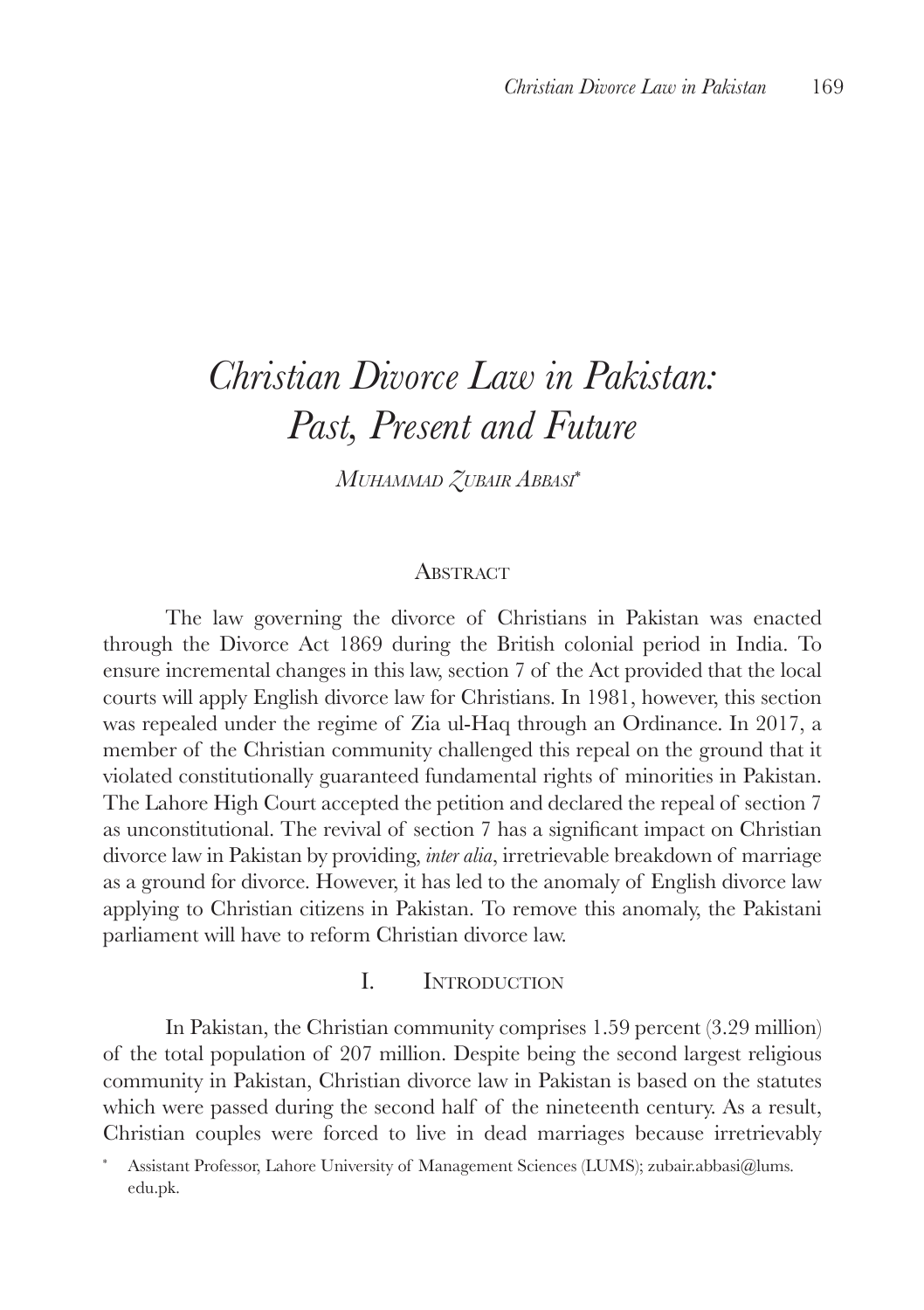# *Christian Divorce Law in Pakistan: Past, Present and Future*

*Muhammad Zubair Abbasi*[*]

## Abstract

The law governing the divorce of Christians in Pakistan was enacted through the Divorce Act 1869 during the British colonial period in India. To ensure incremental changes in this law, section 7 of the Act provided that the local courts will apply English divorce law for Christians. In 1981, however, this section was repealed under the regime of Zia ul-Haq through an Ordinance. In 2017, a member of the Christian community challenged this repeal on the ground that it violated constitutionally guaranteed fundamental rights of minorities in Pakistan. The Lahore High Court accepted the petition and declared the repeal of section 7 as unconstitutional. The revival of section 7 has a significant impact on Christian divorce law in Pakistan by providing, *inter alia*, irretrievable breakdown of marriage as a ground for divorce. However, it has led to the anomaly of English divorce law applying to Christian citizens in Pakistan. To remove this anomaly, the Pakistani parliament will have to reform Christian divorce law.

## I. Introduction

In Pakistan, the Christian community comprises 1.59 percent (3.29 million) of the total population of 207 million. Despite being the second largest religious community in Pakistan, Christian divorce law in Pakistan is based on the statutes which were passed during the second half of the nineteenth century. As a result, Christian couples were forced to live in dead marriages because irretrievably

[*] Assistant Professor, Lahore University of Management Sciences (LUMS); zubair.abbasi@lums.edu.pk.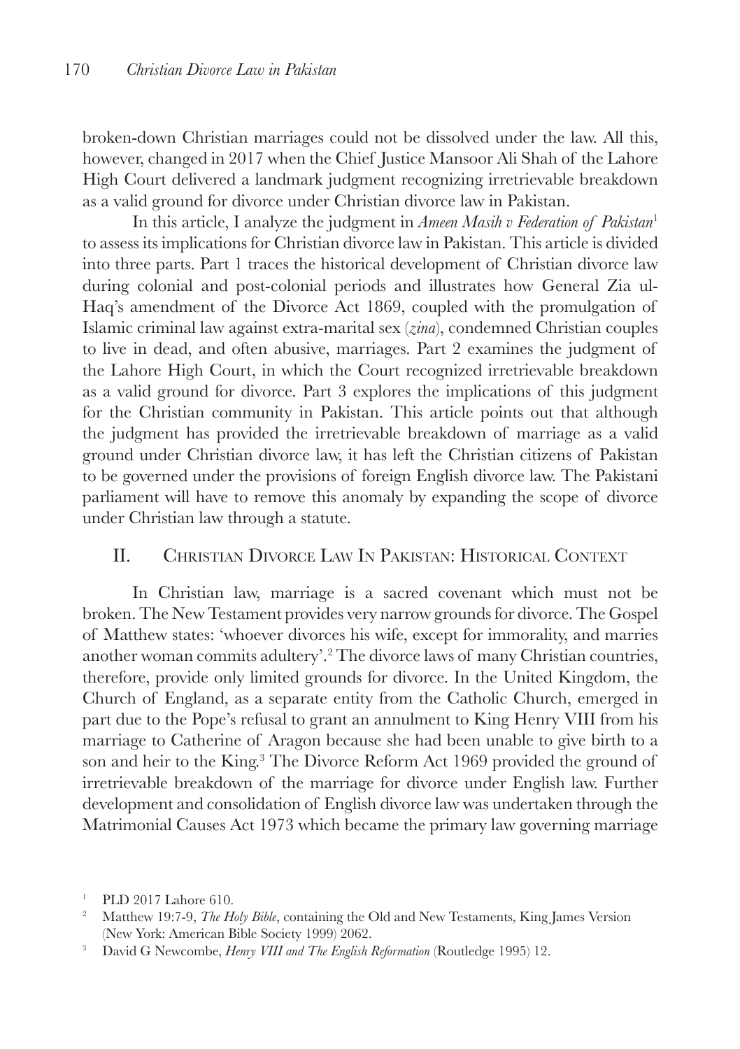broken-down Christian marriages could not be dissolved under the law. All this, however, changed in 2017 when the Chief Justice Mansoor Ali Shah of the Lahore High Court delivered a landmark judgment recognizing irretrievable breakdown as a valid ground for divorce under Christian divorce law in Pakistan.

In this article, I analyze the judgment in *Ameen Masih v Federation of Pakistan*[1] to assess its implications for Christian divorce law in Pakistan. This article is divided into three parts. Part 1 traces the historical development of Christian divorce law during colonial and post-colonial periods and illustrates how General Zia ul-Haq's amendment of the Divorce Act 1869, coupled with the promulgation of Islamic criminal law against extra-marital sex (*zina*), condemned Christian couples to live in dead, and often abusive, marriages. Part 2 examines the judgment of the Lahore High Court, in which the Court recognized irretrievable breakdown as a valid ground for divorce. Part 3 explores the implications of this judgment for the Christian community in Pakistan. This article points out that although the judgment has provided the irretrievable breakdown of marriage as a valid ground under Christian divorce law, it has left the Christian citizens of Pakistan to be governed under the provisions of foreign English divorce law. The Pakistani parliament will have to remove this anomaly by expanding the scope of divorce under Christian law through a statute.

## II. Christian Divorce Law In Pakistan: Historical Context

In Christian law, marriage is a sacred covenant which must not be broken. The New Testament provides very narrow grounds for divorce. The Gospel of Matthew states: 'whoever divorces his wife, except for immorality, and marries another woman commits adultery'.[2] The divorce laws of many Christian countries, therefore, provide only limited grounds for divorce. In the United Kingdom, the Church of England, as a separate entity from the Catholic Church, emerged in part due to the Pope's refusal to grant an annulment to King Henry VIII from his marriage to Catherine of Aragon because she had been unable to give birth to a son and heir to the King.[3] The Divorce Reform Act 1969 provided the ground of irretrievable breakdown of the marriage for divorce under English law. Further development and consolidation of English divorce law was undertaken through the Matrimonial Causes Act 1973 which became the primary law governing marriage

---

[1] PLD 2017 Lahore 610.

[2] Matthew 19:7-9, *The Holy Bible*, containing the Old and New Testaments, King James Version (New York: American Bible Society 1999) 2062.

[3] David G Newcombe, *Henry VIII and The English Reformation* (Routledge 1995) 12.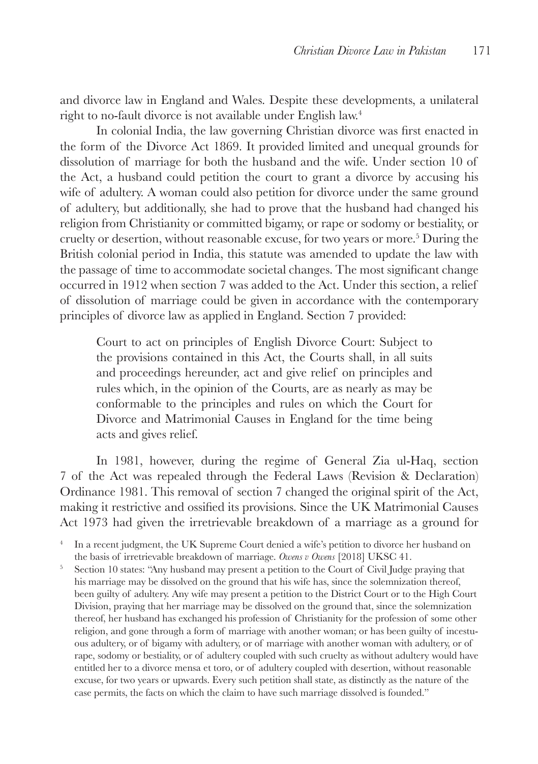and divorce law in England and Wales. Despite these developments, a unilateral right to no-fault divorce is not available under English law.[4]

In colonial India, the law governing Christian divorce was first enacted in the form of the Divorce Act 1869. It provided limited and unequal grounds for dissolution of marriage for both the husband and the wife. Under section 10 of the Act, a husband could petition the court to grant a divorce by accusing his wife of adultery. A woman could also petition for divorce under the same ground of adultery, but additionally, she had to prove that the husband had changed his religion from Christianity or committed bigamy, or rape or sodomy or bestiality, or cruelty or desertion, without reasonable excuse, for two years or more.[5] During the British colonial period in India, this statute was amended to update the law with the passage of time to accommodate societal changes. The most significant change occurred in 1912 when section 7 was added to the Act. Under this section, a relief of dissolution of marriage could be given in accordance with the contemporary principles of divorce law as applied in England. Section 7 provided:

> Court to act on principles of English Divorce Court: Subject to the provisions contained in this Act, the Courts shall, in all suits and proceedings hereunder, act and give relief on principles and rules which, in the opinion of the Courts, are as nearly as may be conformable to the principles and rules on which the Court for Divorce and Matrimonial Causes in England for the time being acts and gives relief.

In 1981, however, during the regime of General Zia ul-Haq, section 7 of the Act was repealed through the Federal Laws (Revision & Declaration) Ordinance 1981. This removal of section 7 changed the original spirit of the Act, making it restrictive and ossified its provisions. Since the UK Matrimonial Causes Act 1973 had given the irretrievable breakdown of a marriage as a ground for

[4] In a recent judgment, the UK Supreme Court denied a wife's petition to divorce her husband on the basis of irretrievable breakdown of marriage. *Owens v Owens* [2018] UKSC 41.

[5] Section 10 states: "Any husband may present a petition to the Court of Civil Judge praying that his marriage may be dissolved on the ground that his wife has, since the solemnization thereof, been guilty of adultery. Any wife may present a petition to the District Court or to the High Court Division, praying that her marriage may be dissolved on the ground that, since the solemnization thereof, her husband has exchanged his profession of Christianity for the profession of some other religion, and gone through a form of marriage with another woman; or has been guilty of incestuous adultery, or of bigamy with adultery, or of marriage with another woman with adultery, or of rape, sodomy or bestiality, or of adultery coupled with such cruelty as without adultery would have entitled her to a divorce mensa et toro, or of adultery coupled with desertion, without reasonable excuse, for two years or upwards. Every such petition shall state, as distinctly as the nature of the case permits, the facts on which the claim to have such marriage dissolved is founded."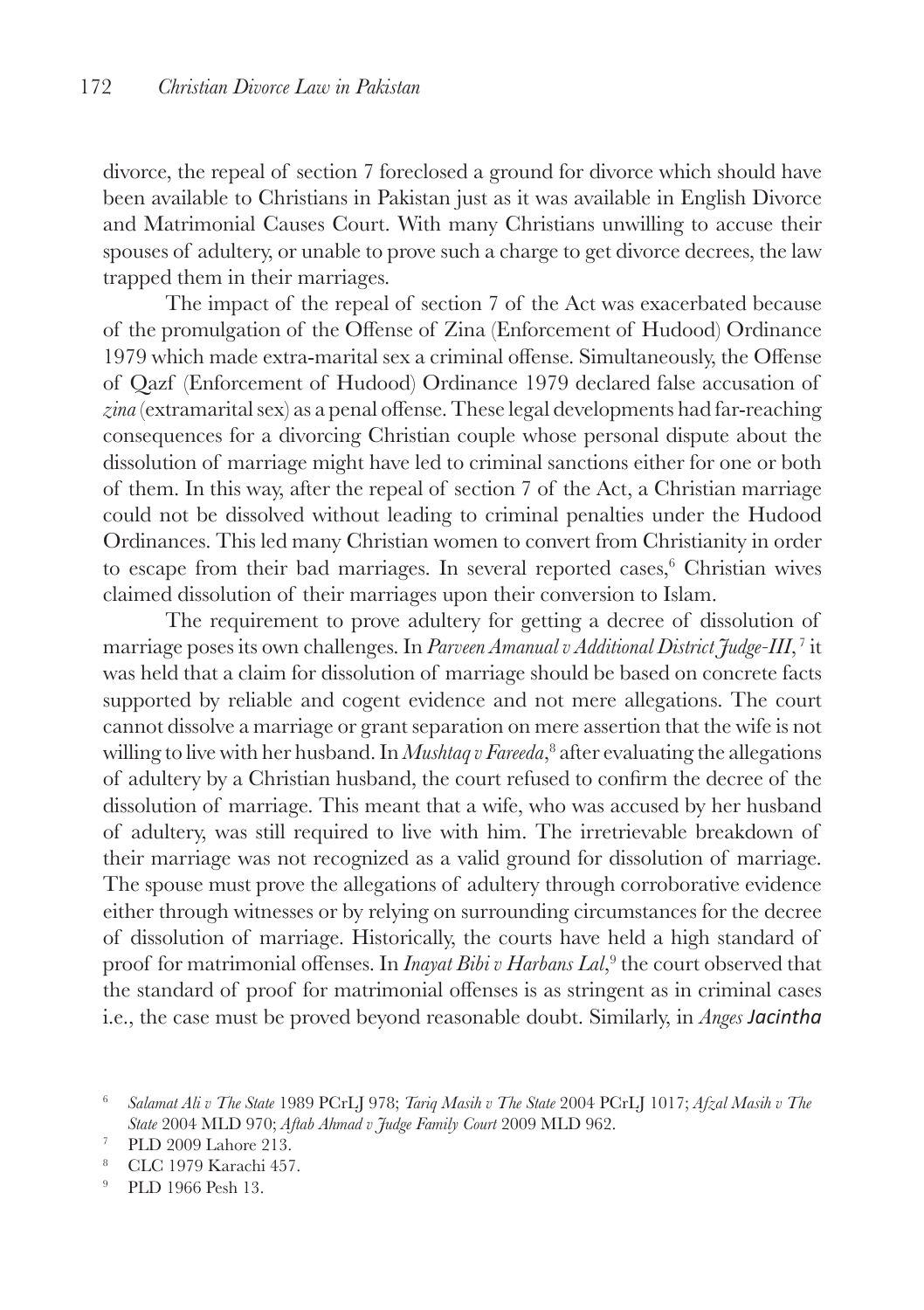divorce, the repeal of section 7 foreclosed a ground for divorce which should have been available to Christians in Pakistan just as it was available in English Divorce and Matrimonial Causes Court. With many Christians unwilling to accuse their spouses of adultery, or unable to prove such a charge to get divorce decrees, the law trapped them in their marriages.

The impact of the repeal of section 7 of the Act was exacerbated because of the promulgation of the Offense of Zina (Enforcement of Hudood) Ordinance 1979 which made extra-marital sex a criminal offense. Simultaneously, the Offense of Qazf (Enforcement of Hudood) Ordinance 1979 declared false accusation of *zina* (extramarital sex) as a penal offense. These legal developments had far-reaching consequences for a divorcing Christian couple whose personal dispute about the dissolution of marriage might have led to criminal sanctions either for one or both of them. In this way, after the repeal of section 7 of the Act, a Christian marriage could not be dissolved without leading to criminal penalties under the Hudood Ordinances. This led many Christian women to convert from Christianity in order to escape from their bad marriages. In several reported cases,[6] Christian wives claimed dissolution of their marriages upon their conversion to Islam.

The requirement to prove adultery for getting a decree of dissolution of marriage poses its own challenges. In *Parveen Amanual v Additional District Judge-III*,[7] it was held that a claim for dissolution of marriage should be based on concrete facts supported by reliable and cogent evidence and not mere allegations. The court cannot dissolve a marriage or grant separation on mere assertion that the wife is not willing to live with her husband. In *Mushtaq v Fareeda*,[8] after evaluating the allegations of adultery by a Christian husband, the court refused to confirm the decree of the dissolution of marriage. This meant that a wife, who was accused by her husband of adultery, was still required to live with him. The irretrievable breakdown of their marriage was not recognized as a valid ground for dissolution of marriage. The spouse must prove the allegations of adultery through corroborative evidence either through witnesses or by relying on surrounding circumstances for the decree of dissolution of marriage. Historically, the courts have held a high standard of proof for matrimonial offenses. In *Inayat Bibi v Harbans Lal*,[9] the court observed that the standard of proof for matrimonial offenses is as stringent as in criminal cases i.e., the case must be proved beyond reasonable doubt. Similarly, in *Anges Jacintha*

[6] *Salamat Ali v The State* 1989 PCrLJ 978; *Tariq Masih v The State* 2004 PCrLJ 1017; *Afzal Masih v The State* 2004 MLD 970; *Aftab Ahmad v Judge Family Court* 2009 MLD 962.

[7] PLD 2009 Lahore 213.

[8] CLC 1979 Karachi 457.

[9] PLD 1966 Pesh 13.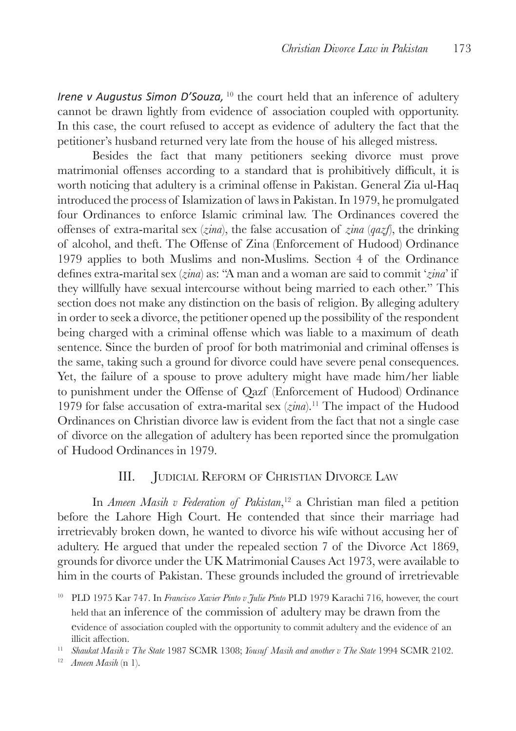*Irene v Augustus Simon D'Souza,*[10] the court held that an inference of adultery cannot be drawn lightly from evidence of association coupled with opportunity. In this case, the court refused to accept as evidence of adultery the fact that the petitioner's husband returned very late from the house of his alleged mistress.

Besides the fact that many petitioners seeking divorce must prove matrimonial offenses according to a standard that is prohibitively difficult, it is worth noticing that adultery is a criminal offense in Pakistan. General Zia ul-Haq introduced the process of Islamization of laws in Pakistan. In 1979, he promulgated four Ordinances to enforce Islamic criminal law. The Ordinances covered the offenses of extra-marital sex (*zina*), the false accusation of *zina* (*qazf*), the drinking of alcohol, and theft. The Offense of Zina (Enforcement of Hudood) Ordinance 1979 applies to both Muslims and non-Muslims. Section 4 of the Ordinance defines extra-marital sex (*zina*) as: "A man and a woman are said to commit '*zina*' if they willfully have sexual intercourse without being married to each other." This section does not make any distinction on the basis of religion. By alleging adultery in order to seek a divorce, the petitioner opened up the possibility of the respondent being charged with a criminal offense which was liable to a maximum of death sentence. Since the burden of proof for both matrimonial and criminal offenses is the same, taking such a ground for divorce could have severe penal consequences. Yet, the failure of a spouse to prove adultery might have made him/her liable to punishment under the Offense of Qazf (Enforcement of Hudood) Ordinance 1979 for false accusation of extra-marital sex (*zina*).[11] The impact of the Hudood Ordinances on Christian divorce law is evident from the fact that not a single case of divorce on the allegation of adultery has been reported since the promulgation of Hudood Ordinances in 1979.

## III. Judicial Reform of Christian Divorce Law

In *Ameen Masih v Federation of Pakistan*,[12] a Christian man filed a petition before the Lahore High Court. He contended that since their marriage had irretrievably broken down, he wanted to divorce his wife without accusing her of adultery. He argued that under the repealed section 7 of the Divorce Act 1869, grounds for divorce under the UK Matrimonial Causes Act 1973, were available to him in the courts of Pakistan. These grounds included the ground of irretrievable

---

[10] PLD 1975 Kar 747. In *Francisco Xavier Pinto v Julie Pinto* PLD 1979 Karachi 716, however, the court held that an inference of the commission of adultery may be drawn from the evidence of association coupled with the opportunity to commit adultery and the evidence of an illicit affection.

[11] *Shaukat Masih v The State* 1987 SCMR 1308; *Yousuf Masih and another v The State* 1994 SCMR 2102.

[12] *Ameen Masih* (n 1).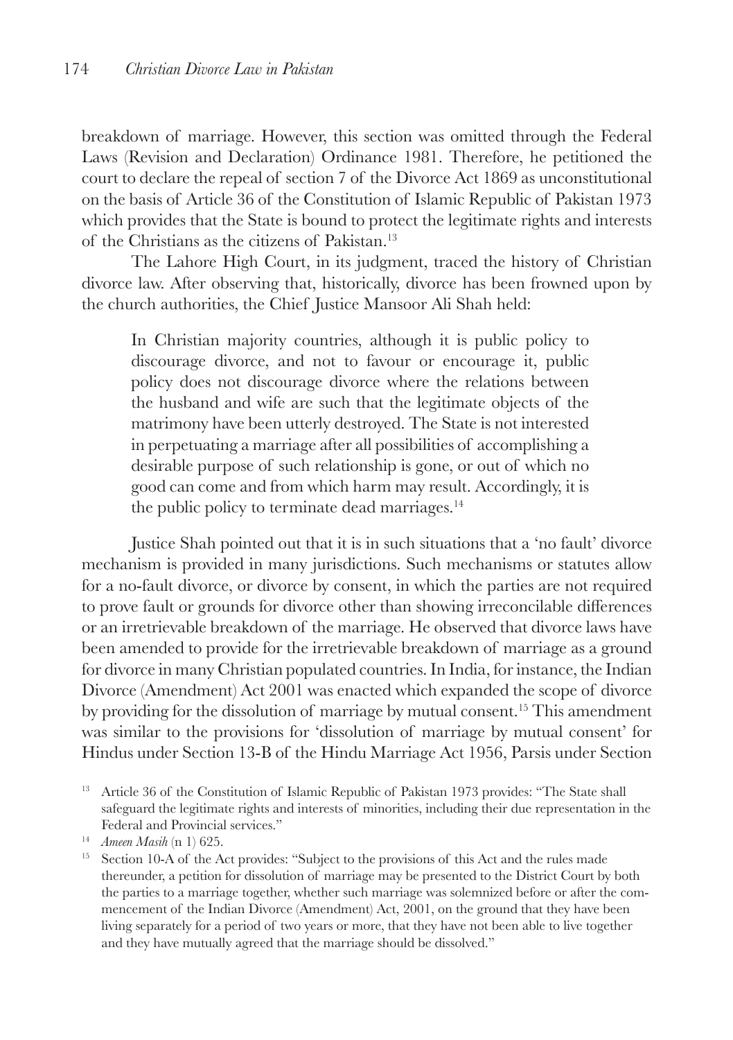breakdown of marriage. However, this section was omitted through the Federal Laws (Revision and Declaration) Ordinance 1981. Therefore, he petitioned the court to declare the repeal of section 7 of the Divorce Act 1869 as unconstitutional on the basis of Article 36 of the Constitution of Islamic Republic of Pakistan 1973 which provides that the State is bound to protect the legitimate rights and interests of the Christians as the citizens of Pakistan.[13]

The Lahore High Court, in its judgment, traced the history of Christian divorce law. After observing that, historically, divorce has been frowned upon by the church authorities, the Chief Justice Mansoor Ali Shah held:

> In Christian majority countries, although it is public policy to discourage divorce, and not to favour or encourage it, public policy does not discourage divorce where the relations between the husband and wife are such that the legitimate objects of the matrimony have been utterly destroyed. The State is not interested in perpetuating a marriage after all possibilities of accomplishing a desirable purpose of such relationship is gone, or out of which no good can come and from which harm may result. Accordingly, it is the public policy to terminate dead marriages.[14]

Justice Shah pointed out that it is in such situations that a 'no fault' divorce mechanism is provided in many jurisdictions. Such mechanisms or statutes allow for a no-fault divorce, or divorce by consent, in which the parties are not required to prove fault or grounds for divorce other than showing irreconcilable differences or an irretrievable breakdown of the marriage. He observed that divorce laws have been amended to provide for the irretrievable breakdown of marriage as a ground for divorce in many Christian populated countries. In India, for instance, the Indian Divorce (Amendment) Act 2001 was enacted which expanded the scope of divorce by providing for the dissolution of marriage by mutual consent.[15] This amendment was similar to the provisions for 'dissolution of marriage by mutual consent' for Hindus under Section 13-B of the Hindu Marriage Act 1956, Parsis under Section

---

[13] Article 36 of the Constitution of Islamic Republic of Pakistan 1973 provides: "The State shall safeguard the legitimate rights and interests of minorities, including their due representation in the Federal and Provincial services."

[14] *Ameen Masih* (n 1) 625.

[15] Section 10-A of the Act provides: "Subject to the provisions of this Act and the rules made thereunder, a petition for dissolution of marriage may be presented to the District Court by both the parties to a marriage together, whether such marriage was solemnized before or after the commencement of the Indian Divorce (Amendment) Act, 2001, on the ground that they have been living separately for a period of two years or more, that they have not been able to live together and they have mutually agreed that the marriage should be dissolved."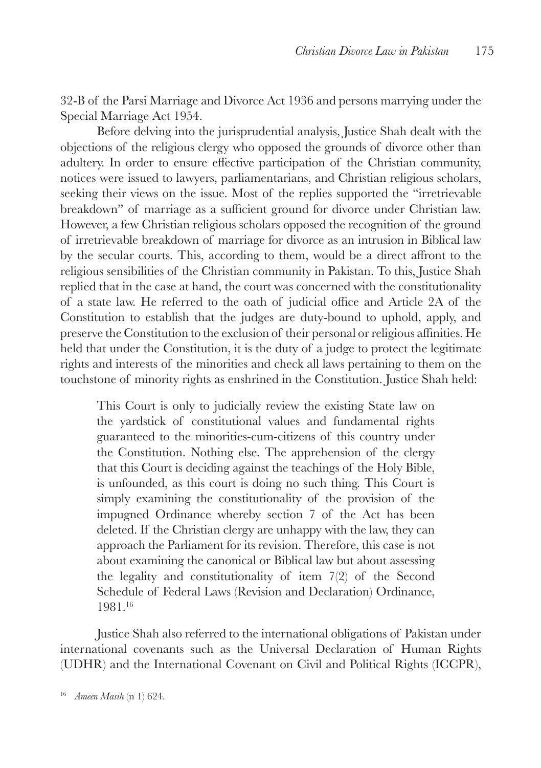32-B of the Parsi Marriage and Divorce Act 1936 and persons marrying under the Special Marriage Act 1954.

Before delving into the jurisprudential analysis, Justice Shah dealt with the objections of the religious clergy who opposed the grounds of divorce other than adultery. In order to ensure effective participation of the Christian community, notices were issued to lawyers, parliamentarians, and Christian religious scholars, seeking their views on the issue. Most of the replies supported the "irretrievable breakdown" of marriage as a sufficient ground for divorce under Christian law. However, a few Christian religious scholars opposed the recognition of the ground of irretrievable breakdown of marriage for divorce as an intrusion in Biblical law by the secular courts. This, according to them, would be a direct affront to the religious sensibilities of the Christian community in Pakistan. To this, Justice Shah replied that in the case at hand, the court was concerned with the constitutionality of a state law. He referred to the oath of judicial office and Article 2A of the Constitution to establish that the judges are duty-bound to uphold, apply, and preserve the Constitution to the exclusion of their personal or religious affinities. He held that under the Constitution, it is the duty of a judge to protect the legitimate rights and interests of the minorities and check all laws pertaining to them on the touchstone of minority rights as enshrined in the Constitution. Justice Shah held:

> This Court is only to judicially review the existing State law on the yardstick of constitutional values and fundamental rights guaranteed to the minorities-cum-citizens of this country under the Constitution. Nothing else. The apprehension of the clergy that this Court is deciding against the teachings of the Holy Bible, is unfounded, as this court is doing no such thing. This Court is simply examining the constitutionality of the provision of the impugned Ordinance whereby section 7 of the Act has been deleted. If the Christian clergy are unhappy with the law, they can approach the Parliament for its revision. Therefore, this case is not about examining the canonical or Biblical law but about assessing the legality and constitutionality of item 7(2) of the Second Schedule of Federal Laws (Revision and Declaration) Ordinance, 1981.[16]

Justice Shah also referred to the international obligations of Pakistan under international covenants such as the Universal Declaration of Human Rights (UDHR) and the International Covenant on Civil and Political Rights (ICCPR),

[16] *Ameen Masih* (n 1) 624.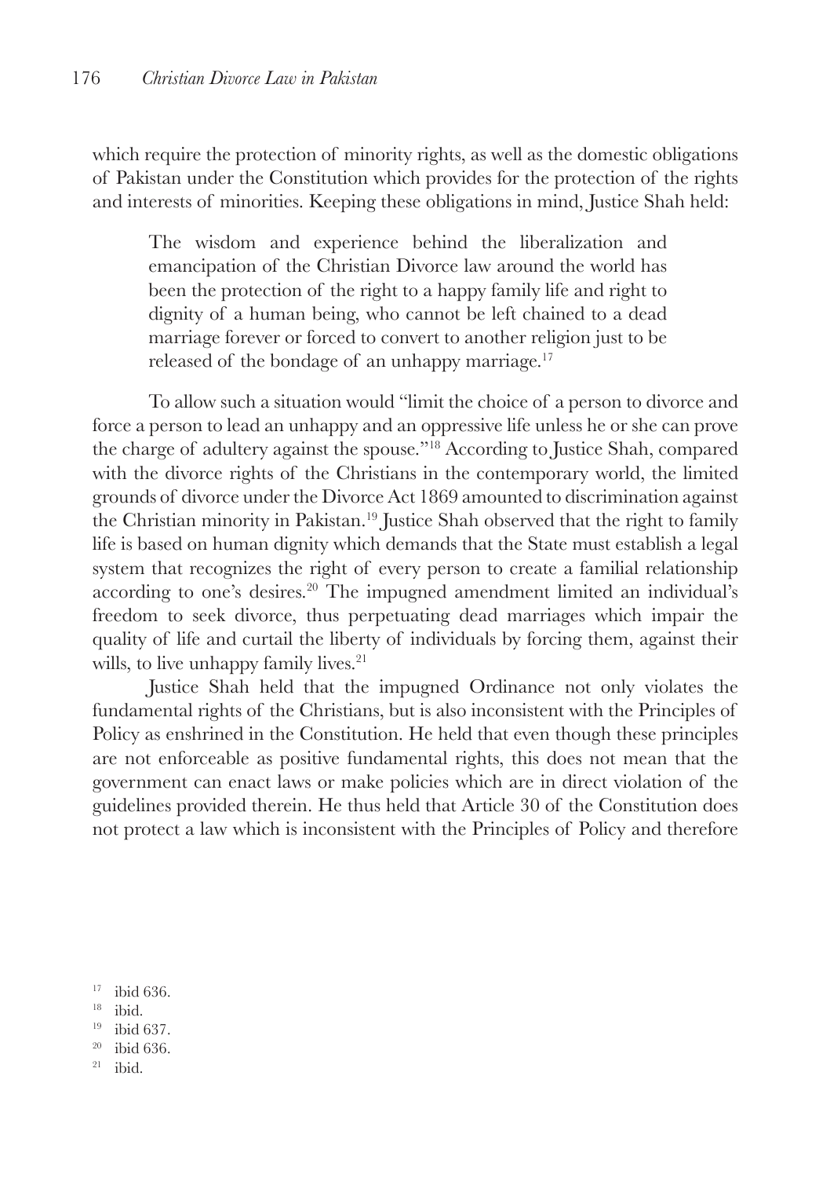which require the protection of minority rights, as well as the domestic obligations of Pakistan under the Constitution which provides for the protection of the rights and interests of minorities. Keeping these obligations in mind, Justice Shah held:

> The wisdom and experience behind the liberalization and emancipation of the Christian Divorce law around the world has been the protection of the right to a happy family life and right to dignity of a human being, who cannot be left chained to a dead marriage forever or forced to convert to another religion just to be released of the bondage of an unhappy marriage.[17]

To allow such a situation would "limit the choice of a person to divorce and force a person to lead an unhappy and an oppressive life unless he or she can prove the charge of adultery against the spouse."[18] According to Justice Shah, compared with the divorce rights of the Christians in the contemporary world, the limited grounds of divorce under the Divorce Act 1869 amounted to discrimination against the Christian minority in Pakistan.[19] Justice Shah observed that the right to family life is based on human dignity which demands that the State must establish a legal system that recognizes the right of every person to create a familial relationship according to one's desires.[20] The impugned amendment limited an individual's freedom to seek divorce, thus perpetuating dead marriages which impair the quality of life and curtail the liberty of individuals by forcing them, against their wills, to live unhappy family lives.[21]

Justice Shah held that the impugned Ordinance not only violates the fundamental rights of the Christians, but is also inconsistent with the Principles of Policy as enshrined in the Constitution. He held that even though these principles are not enforceable as positive fundamental rights, this does not mean that the government can enact laws or make policies which are in direct violation of the guidelines provided therein. He thus held that Article 30 of the Constitution does not protect a law which is inconsistent with the Principles of Policy and therefore

[17] ibid 636.

[18] ibid.

[19] ibid 637.

[20] ibid 636.

[21] ibid.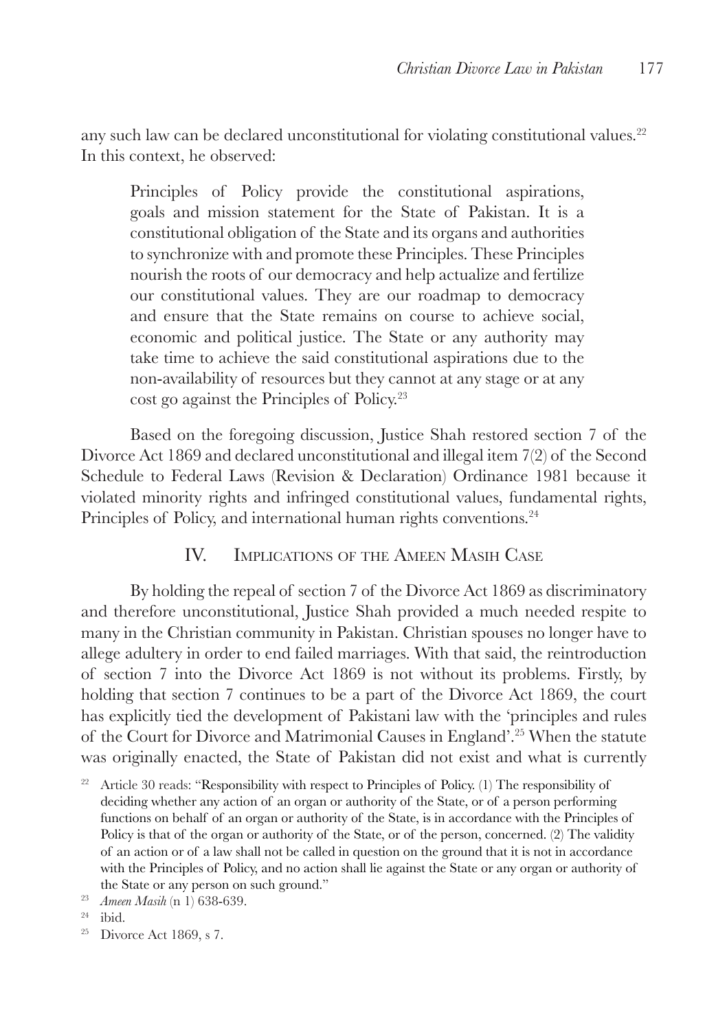any such law can be declared unconstitutional for violating constitutional values.[22] In this context, he observed:

> Principles of Policy provide the constitutional aspirations, goals and mission statement for the State of Pakistan. It is a constitutional obligation of the State and its organs and authorities to synchronize with and promote these Principles. These Principles nourish the roots of our democracy and help actualize and fertilize our constitutional values. They are our roadmap to democracy and ensure that the State remains on course to achieve social, economic and political justice. The State or any authority may take time to achieve the said constitutional aspirations due to the non-availability of resources but they cannot at any stage or at any cost go against the Principles of Policy.[23]

Based on the foregoing discussion, Justice Shah restored section 7 of the Divorce Act 1869 and declared unconstitutional and illegal item 7(2) of the Second Schedule to Federal Laws (Revision & Declaration) Ordinance 1981 because it violated minority rights and infringed constitutional values, fundamental rights, Principles of Policy, and international human rights conventions.[24]

## IV. Implications of the Ameen Masih Case

By holding the repeal of section 7 of the Divorce Act 1869 as discriminatory and therefore unconstitutional, Justice Shah provided a much needed respite to many in the Christian community in Pakistan. Christian spouses no longer have to allege adultery in order to end failed marriages. With that said, the reintroduction of section 7 into the Divorce Act 1869 is not without its problems. Firstly, by holding that section 7 continues to be a part of the Divorce Act 1869, the court has explicitly tied the development of Pakistani law with the 'principles and rules of the Court for Divorce and Matrimonial Causes in England'.[25] When the statute was originally enacted, the State of Pakistan did not exist and what is currently

---

[22] Article 30 reads: "Responsibility with respect to Principles of Policy. (1) The responsibility of deciding whether any action of an organ or authority of the State, or of a person performing functions on behalf of an organ or authority of the State, is in accordance with the Principles of Policy is that of the organ or authority of the State, or of the person, concerned. (2) The validity of an action or of a law shall not be called in question on the ground that it is not in accordance with the Principles of Policy, and no action shall lie against the State or any organ or authority of the State or any person on such ground."

[23] *Ameen Masih* (n 1) 638-639.

[24] ibid.

[25] Divorce Act 1869, s 7.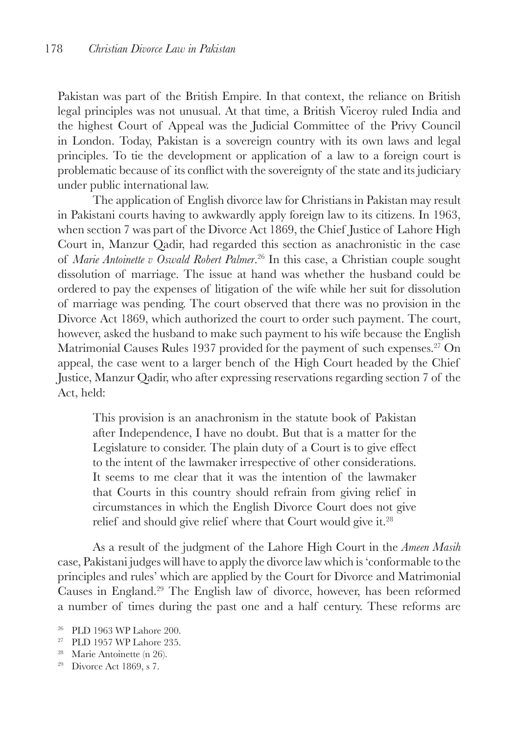Pakistan was part of the British Empire. In that context, the reliance on British legal principles was not unusual. At that time, a British Viceroy ruled India and the highest Court of Appeal was the Judicial Committee of the Privy Council in London. Today, Pakistan is a sovereign country with its own laws and legal principles. To tie the development or application of a law to a foreign court is problematic because of its conflict with the sovereignty of the state and its judiciary under public international law.

The application of English divorce law for Christians in Pakistan may result in Pakistani courts having to awkwardly apply foreign law to its citizens. In 1963, when section 7 was part of the Divorce Act 1869, the Chief Justice of Lahore High Court in, Manzur Qadir, had regarded this section as anachronistic in the case of *Marie Antoinette v Oswald Robert Palmer*.[26] In this case, a Christian couple sought dissolution of marriage. The issue at hand was whether the husband could be ordered to pay the expenses of litigation of the wife while her suit for dissolution of marriage was pending. The court observed that there was no provision in the Divorce Act 1869, which authorized the court to order such payment. The court, however, asked the husband to make such payment to his wife because the English Matrimonial Causes Rules 1937 provided for the payment of such expenses.[27] On appeal, the case went to a larger bench of the High Court headed by the Chief Justice, Manzur Qadir, who after expressing reservations regarding section 7 of the Act, held:

> This provision is an anachronism in the statute book of Pakistan after Independence, I have no doubt. But that is a matter for the Legislature to consider. The plain duty of a Court is to give effect to the intent of the lawmaker irrespective of other considerations. It seems to me clear that it was the intention of the lawmaker that Courts in this country should refrain from giving relief in circumstances in which the English Divorce Court does not give relief and should give relief where that Court would give it.[28]

As a result of the judgment of the Lahore High Court in the *Ameen Masih* case, Pakistani judges will have to apply the divorce law which is 'conformable to the principles and rules' which are applied by the Court for Divorce and Matrimonial Causes in England.[29] The English law of divorce, however, has been reformed a number of times during the past one and a half century. These reforms are

---

[26] PLD 1963 WP Lahore 200.

[27] PLD 1957 WP Lahore 235.

[28] Marie Antoinette (n 26).

[29] Divorce Act 1869, s 7.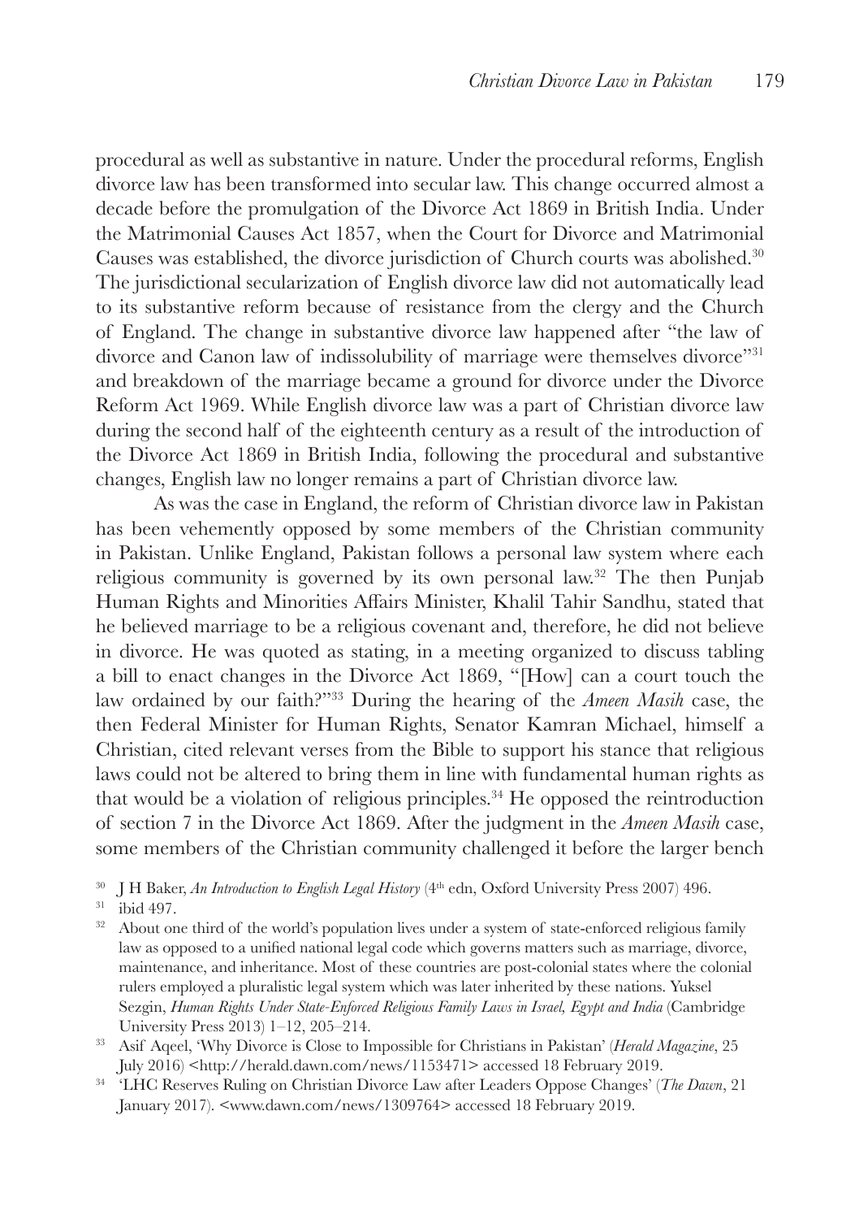procedural as well as substantive in nature. Under the procedural reforms, English divorce law has been transformed into secular law. This change occurred almost a decade before the promulgation of the Divorce Act 1869 in British India. Under the Matrimonial Causes Act 1857, when the Court for Divorce and Matrimonial Causes was established, the divorce jurisdiction of Church courts was abolished.[30] The jurisdictional secularization of English divorce law did not automatically lead to its substantive reform because of resistance from the clergy and the Church of England. The change in substantive divorce law happened after "the law of divorce and Canon law of indissolubility of marriage were themselves divorce"[31] and breakdown of the marriage became a ground for divorce under the Divorce Reform Act 1969. While English divorce law was a part of Christian divorce law during the second half of the eighteenth century as a result of the introduction of the Divorce Act 1869 in British India, following the procedural and substantive changes, English law no longer remains a part of Christian divorce law.

As was the case in England, the reform of Christian divorce law in Pakistan has been vehemently opposed by some members of the Christian community in Pakistan. Unlike England, Pakistan follows a personal law system where each religious community is governed by its own personal law.[32] The then Punjab Human Rights and Minorities Affairs Minister, Khalil Tahir Sandhu, stated that he believed marriage to be a religious covenant and, therefore, he did not believe in divorce. He was quoted as stating, in a meeting organized to discuss tabling a bill to enact changes in the Divorce Act 1869, "[How] can a court touch the law ordained by our faith?"[33] During the hearing of the *Ameen Masih* case, the then Federal Minister for Human Rights, Senator Kamran Michael, himself a Christian, cited relevant verses from the Bible to support his stance that religious laws could not be altered to bring them in line with fundamental human rights as that would be a violation of religious principles.[34] He opposed the reintroduction of section 7 in the Divorce Act 1869. After the judgment in the *Ameen Masih* case, some members of the Christian community challenged it before the larger bench

[30] J H Baker, *An Introduction to English Legal History* (4th edn, Oxford University Press 2007) 496.

[31] ibid 497.

[32] About one third of the world's population lives under a system of state-enforced religious family law as opposed to a unified national legal code which governs matters such as marriage, divorce, maintenance, and inheritance. Most of these countries are post-colonial states where the colonial rulers employed a pluralistic legal system which was later inherited by these nations. Yuksel Sezgin, *Human Rights Under State-Enforced Religious Family Laws in Israel, Egypt and India* (Cambridge University Press 2013) 1–12, 205–214.

[33] Asif Aqeel, 'Why Divorce is Close to Impossible for Christians in Pakistan' (*Herald Magazine*, 25 July 2016) <http://herald.dawn.com/news/1153471> accessed 18 February 2019.

[34] 'LHC Reserves Ruling on Christian Divorce Law after Leaders Oppose Changes' (*The Dawn*, 21 January 2017). <www.dawn.com/news/1309764> accessed 18 February 2019.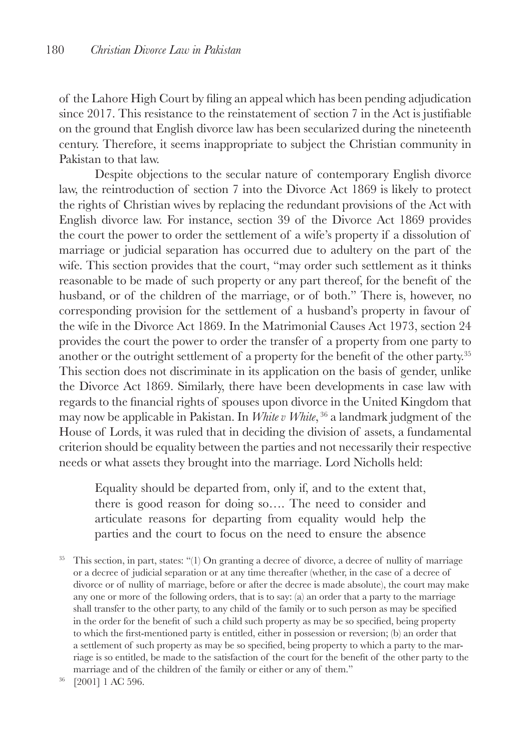of the Lahore High Court by filing an appeal which has been pending adjudication since 2017. This resistance to the reinstatement of section 7 in the Act is justifiable on the ground that English divorce law has been secularized during the nineteenth century. Therefore, it seems inappropriate to subject the Christian community in Pakistan to that law.

Despite objections to the secular nature of contemporary English divorce law, the reintroduction of section 7 into the Divorce Act 1869 is likely to protect the rights of Christian wives by replacing the redundant provisions of the Act with English divorce law. For instance, section 39 of the Divorce Act 1869 provides the court the power to order the settlement of a wife's property if a dissolution of marriage or judicial separation has occurred due to adultery on the part of the wife. This section provides that the court, "may order such settlement as it thinks reasonable to be made of such property or any part thereof, for the benefit of the husband, or of the children of the marriage, or of both." There is, however, no corresponding provision for the settlement of a husband's property in favour of the wife in the Divorce Act 1869. In the Matrimonial Causes Act 1973, section 24 provides the court the power to order the transfer of a property from one party to another or the outright settlement of a property for the benefit of the other party.[35] This section does not discriminate in its application on the basis of gender, unlike the Divorce Act 1869. Similarly, there have been developments in case law with regards to the financial rights of spouses upon divorce in the United Kingdom that may now be applicable in Pakistan. In *White v White*,[36] a landmark judgment of the House of Lords, it was ruled that in deciding the division of assets, a fundamental criterion should be equality between the parties and not necessarily their respective needs or what assets they brought into the marriage. Lord Nicholls held:

> Equality should be departed from, only if, and to the extent that, there is good reason for doing so…. The need to consider and articulate reasons for departing from equality would help the parties and the court to focus on the need to ensure the absence

[35] This section, in part, states: "(1) On granting a decree of divorce, a decree of nullity of marriage or a decree of judicial separation or at any time thereafter (whether, in the case of a decree of divorce or of nullity of marriage, before or after the decree is made absolute), the court may make any one or more of the following orders, that is to say: (a) an order that a party to the marriage shall transfer to the other party, to any child of the family or to such person as may be specified in the order for the benefit of such a child such property as may be so specified, being property to which the first-mentioned party is entitled, either in possession or reversion; (b) an order that a settlement of such property as may be so specified, being property to which a party to the marriage is so entitled, be made to the satisfaction of the court for the benefit of the other party to the marriage and of the children of the family or either or any of them."

[36] [2001] 1 AC 596.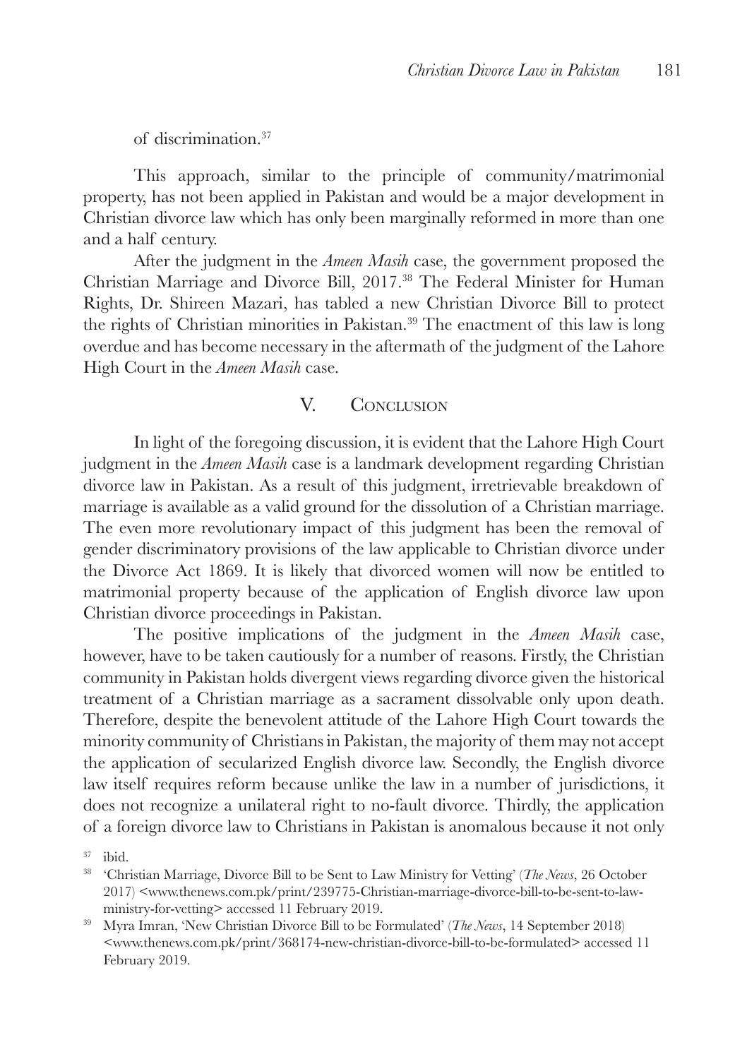of discrimination.[37]

This approach, similar to the principle of community/matrimonial property, has not been applied in Pakistan and would be a major development in Christian divorce law which has only been marginally reformed in more than one and a half century.

After the judgment in the *Ameen Masih* case, the government proposed the Christian Marriage and Divorce Bill, 2017.[38] The Federal Minister for Human Rights, Dr. Shireen Mazari, has tabled a new Christian Divorce Bill to protect the rights of Christian minorities in Pakistan.[39] The enactment of this law is long overdue and has become necessary in the aftermath of the judgment of the Lahore High Court in the *Ameen Masih* case.

## V. Conclusion

In light of the foregoing discussion, it is evident that the Lahore High Court judgment in the *Ameen Masih* case is a landmark development regarding Christian divorce law in Pakistan. As a result of this judgment, irretrievable breakdown of marriage is available as a valid ground for the dissolution of a Christian marriage. The even more revolutionary impact of this judgment has been the removal of gender discriminatory provisions of the law applicable to Christian divorce under the Divorce Act 1869. It is likely that divorced women will now be entitled to matrimonial property because of the application of English divorce law upon Christian divorce proceedings in Pakistan.

The positive implications of the judgment in the *Ameen Masih* case, however, have to be taken cautiously for a number of reasons. Firstly, the Christian community in Pakistan holds divergent views regarding divorce given the historical treatment of a Christian marriage as a sacrament dissolvable only upon death. Therefore, despite the benevolent attitude of the Lahore High Court towards the minority community of Christians in Pakistan, the majority of them may not accept the application of secularized English divorce law. Secondly, the English divorce law itself requires reform because unlike the law in a number of jurisdictions, it does not recognize a unilateral right to no-fault divorce. Thirdly, the application of a foreign divorce law to Christians in Pakistan is anomalous because it not only

---

[37] ibid.

[38] 'Christian Marriage, Divorce Bill to be Sent to Law Ministry for Vetting' (*The News*, 26 October 2017) <www.thenews.com.pk/print/239775-Christian-marriage-divorce-bill-to-be-sent-to-law-ministry-for-vetting> accessed 11 February 2019.

[39] Myra Imran, 'New Christian Divorce Bill to be Formulated' (*The News*, 14 September 2018) <www.thenews.com.pk/print/368174-new-christian-divorce-bill-to-be-formulated> accessed 11 February 2019.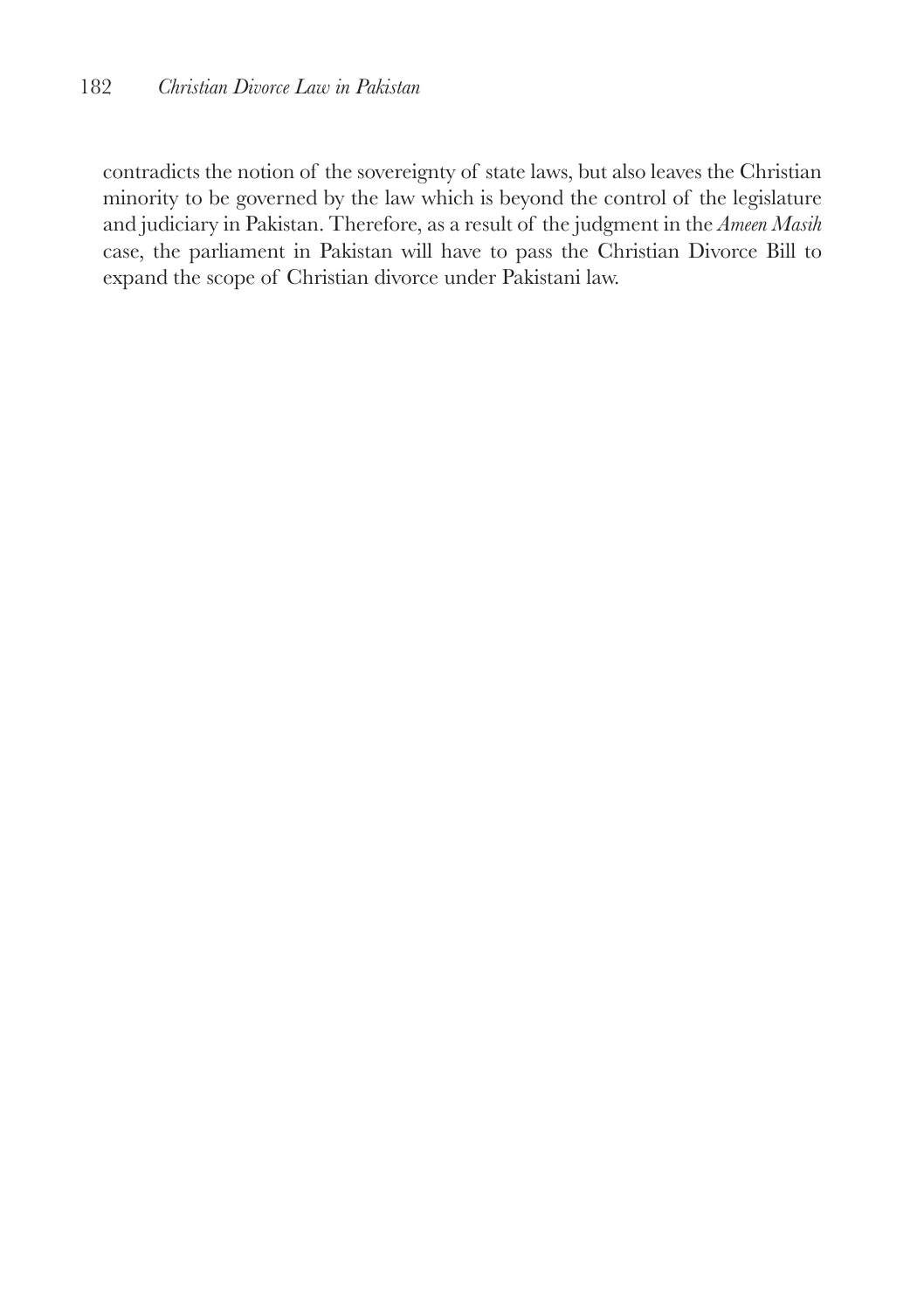contradicts the notion of the sovereignty of state laws, but also leaves the Christian minority to be governed by the law which is beyond the control of the legislature and judiciary in Pakistan. Therefore, as a result of the judgment in the *Ameen Masih* case, the parliament in Pakistan will have to pass the Christian Divorce Bill to expand the scope of Christian divorce under Pakistani law.